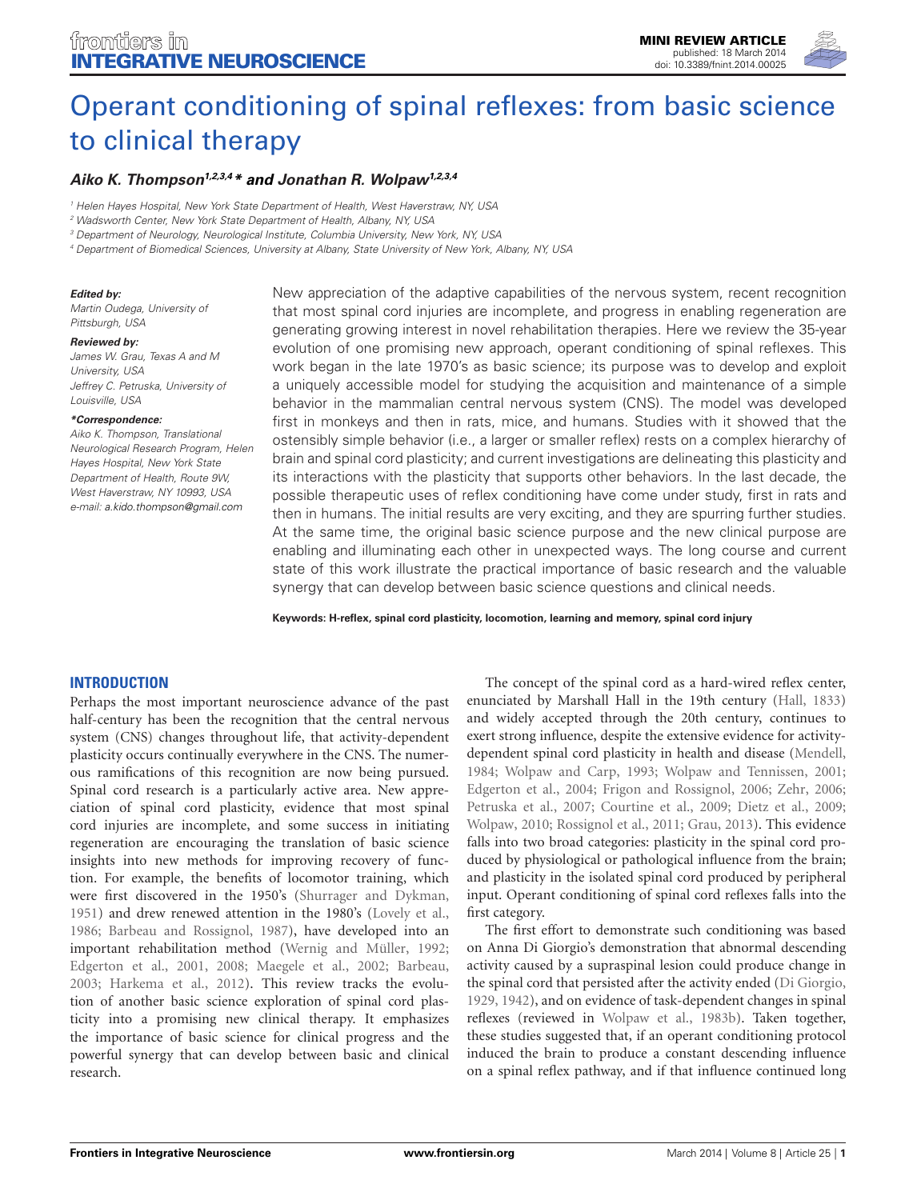MINI REVIEW ARTICLE
published: 18 March 2014
doi: 10.3389/fnint.2014.00025

# Operant conditioning of spinal reflexes: from basic science to clinical therapy

***Aiko K. Thompson*[1,2,3,4] * and Jonathan R. Wolpaw[1,2,3,4]***

[1] Helen Hayes Hospital, New York State Department of Health, West Haverstraw, NY, USA
[2] Wadsworth Center, New York State Department of Health, Albany, NY, USA
[3] Department of Neurology, Neurological Institute, Columbia University, New York, NY, USA
[4] Department of Biomedical Sciences, University at Albany, State University of New York, Albany, NY, USA

***Edited by:***
*Martin Oudega, University of Pittsburgh, USA*

***Reviewed by:***
*James W. Grau, Texas A and M University, USA*
*Jeffrey C. Petruska, University of Louisville, USA*

***\*Correspondence:***
*Aiko K. Thompson, Translational Neurological Research Program, Helen Hayes Hospital, New York State Department of Health, Route 9W, West Haverstraw, NY 10993, USA*
*e-mail: a.kido.thompson@gmail.com*

New appreciation of the adaptive capabilities of the nervous system, recent recognition that most spinal cord injuries are incomplete, and progress in enabling regeneration are generating growing interest in novel rehabilitation therapies. Here we review the 35-year evolution of one promising new approach, operant conditioning of spinal reflexes. This work began in the late 1970's as basic science; its purpose was to develop and exploit a uniquely accessible model for studying the acquisition and maintenance of a simple behavior in the mammalian central nervous system (CNS). The model was developed first in monkeys and then in rats, mice, and humans. Studies with it showed that the ostensibly simple behavior (i.e., a larger or smaller reflex) rests on a complex hierarchy of brain and spinal cord plasticity; and current investigations are delineating this plasticity and its interactions with the plasticity that supports other behaviors. In the last decade, the possible therapeutic uses of reflex conditioning have come under study, first in rats and then in humans. The initial results are very exciting, and they are spurring further studies. At the same time, the original basic science purpose and the new clinical purpose are enabling and illuminating each other in unexpected ways. The long course and current state of this work illustrate the practical importance of basic research and the valuable synergy that can develop between basic science questions and clinical needs.

**Keywords: H-reflex, spinal cord plasticity, locomotion, learning and memory, spinal cord injury**

## INTRODUCTION

Perhaps the most important neuroscience advance of the past half-century has been the recognition that the central nervous system (CNS) changes throughout life, that activity-dependent plasticity occurs continually everywhere in the CNS. The numerous ramifications of this recognition are now being pursued. Spinal cord research is a particularly active area. New appreciation of spinal cord plasticity, evidence that most spinal cord injuries are incomplete, and some success in initiating regeneration are encouraging the translation of basic science insights into new methods for improving recovery of function. For example, the benefits of locomotor training, which were first discovered in the 1950's (Shurrager and Dykman, 1951) and drew renewed attention in the 1980's (Lovely et al., 1986; Barbeau and Rossignol, 1987), have developed into an important rehabilitation method (Wernig and Müller, 1992; Edgerton et al., 2001, 2008; Maegele et al., 2002; Barbeau, 2003; Harkema et al., 2012). This review tracks the evolution of another basic science exploration of spinal cord plasticity into a promising new clinical therapy. It emphasizes the importance of basic science for clinical progress and the powerful synergy that can develop between basic and clinical research.

The concept of the spinal cord as a hard-wired reflex center, enunciated by Marshall Hall in the 19th century (Hall, 1833) and widely accepted through the 20th century, continues to exert strong influence, despite the extensive evidence for activity-dependent spinal cord plasticity in health and disease (Mendell, 1984; Wolpaw and Carp, 1993; Wolpaw and Tennissen, 2001; Edgerton et al., 2004; Frigon and Rossignol, 2006; Zehr, 2006; Petruska et al., 2007; Courtine et al., 2009; Dietz et al., 2009; Wolpaw, 2010; Rossignol et al., 2011; Grau, 2013). This evidence falls into two broad categories: plasticity in the spinal cord produced by physiological or pathological influence from the brain; and plasticity in the isolated spinal cord produced by peripheral input. Operant conditioning of spinal cord reflexes falls into the first category.

The first effort to demonstrate such conditioning was based on Anna Di Giorgio's demonstration that abnormal descending activity caused by a supraspinal lesion could produce change in the spinal cord that persisted after the activity ended (Di Giorgio, 1929, 1942), and on evidence of task-dependent changes in spinal reflexes (reviewed in Wolpaw et al., 1983b). Taken together, these studies suggested that, if an operant conditioning protocol induced the brain to produce a constant descending influence on a spinal reflex pathway, and if that influence continued long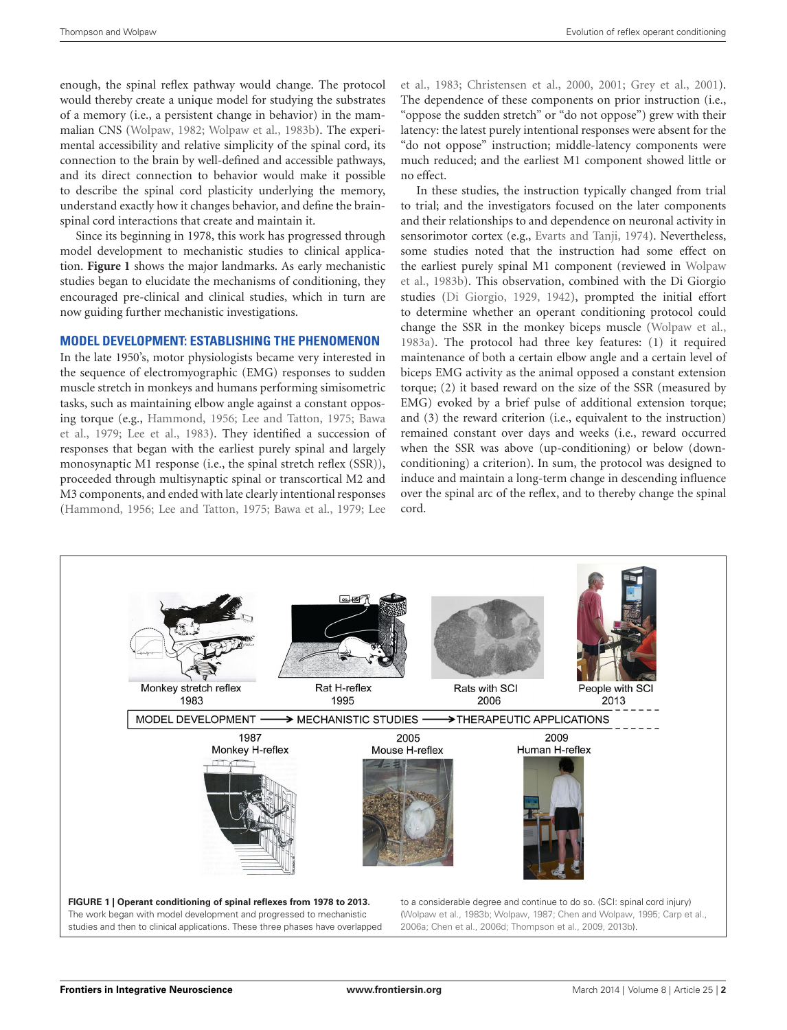enough, the spinal reflex pathway would change. The protocol would thereby create a unique model for studying the substrates of a memory (i.e., a persistent change in behavior) in the mammalian CNS (Wolpaw, 1982; Wolpaw et al., 1983b). The experimental accessibility and relative simplicity of the spinal cord, its connection to the brain by well-defined and accessible pathways, and its direct connection to behavior would make it possible to describe the spinal cord plasticity underlying the memory, understand exactly how it changes behavior, and define the brain-spinal cord interactions that create and maintain it.

Since its beginning in 1978, this work has progressed through model development to mechanistic studies to clinical application. **Figure 1** shows the major landmarks. As early mechanistic studies began to elucidate the mechanisms of conditioning, they encouraged pre-clinical and clinical studies, which in turn are now guiding further mechanistic investigations.

## MODEL DEVELOPMENT: ESTABLISHING THE PHENOMENON

In the late 1950's, motor physiologists became very interested in the sequence of electromyographic (EMG) responses to sudden muscle stretch in monkeys and humans performing simisometric tasks, such as maintaining elbow angle against a constant opposing torque (e.g., Hammond, 1956; Lee and Tatton, 1975; Bawa et al., 1979; Lee et al., 1983). They identified a succession of responses that began with the earliest purely spinal and largely monosynaptic M1 response (i.e., the spinal stretch reflex (SSR)), proceeded through multisynaptic spinal or transcortical M2 and M3 components, and ended with late clearly intentional responses (Hammond, 1956; Lee and Tatton, 1975; Bawa et al., 1979; Lee et al., 1983; Christensen et al., 2000, 2001; Grey et al., 2001). The dependence of these components on prior instruction (i.e., "oppose the sudden stretch" or "do not oppose") grew with their latency: the latest purely intentional responses were absent for the "do not oppose" instruction; middle-latency components were much reduced; and the earliest M1 component showed little or no effect.

In these studies, the instruction typically changed from trial to trial; and the investigators focused on the later components and their relationships to and dependence on neuronal activity in sensorimotor cortex (e.g., Evarts and Tanji, 1974). Nevertheless, some studies noted that the instruction had some effect on the earliest purely spinal M1 component (reviewed in Wolpaw et al., 1983b). This observation, combined with the Di Giorgio studies (Di Giorgio, 1929, 1942), prompted the initial effort to determine whether an operant conditioning protocol could change the SSR in the monkey biceps muscle (Wolpaw et al., 1983a). The protocol had three key features: (1) it required maintenance of both a certain elbow angle and a certain level of biceps EMG activity as the animal opposed a constant extension torque; (2) it based reward on the size of the SSR (measured by EMG) evoked by a brief pulse of additional extension torque; and (3) the reward criterion (i.e., equivalent to the instruction) remained constant over days and weeks (i.e., reward occurred when the SSR was above (up-conditioning) or below (down-conditioning) a criterion). In sum, the protocol was designed to induce and maintain a long-term change in descending influence over the spinal arc of the reflex, and to thereby change the spinal cord.

**FIGURE 1 | Operant conditioning of spinal reflexes from 1978 to 2013.** The work began with model development and progressed to mechanistic studies and then to clinical applications. These three phases have overlapped to a considerable degree and continue to do so. (SCI: spinal cord injury) (Wolpaw et al., 1983b; Wolpaw, 1987; Chen and Wolpaw, 1995; Carp et al., 2006a; Chen et al., 2006d; Thompson et al., 2009, 2013b).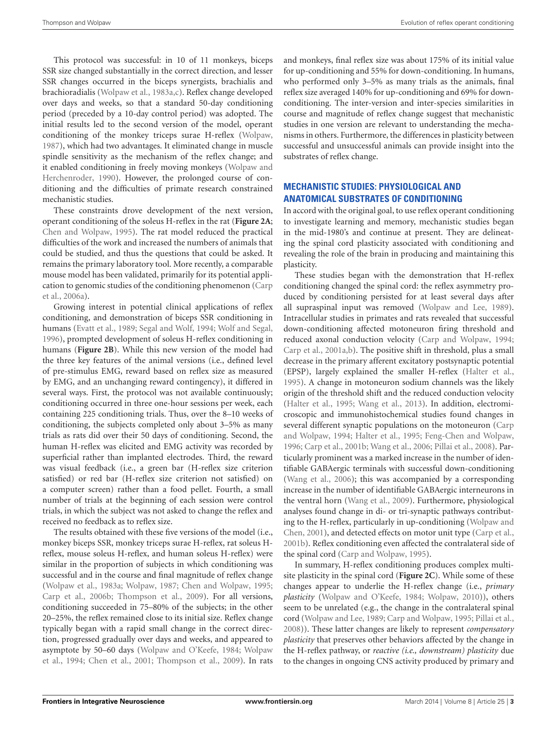This protocol was successful: in 10 of 11 monkeys, biceps SSR size changed substantially in the correct direction, and lesser SSR changes occurred in the biceps synergists, brachialis and brachioradialis (Wolpaw et al., 1983a,c). Reflex change developed over days and weeks, so that a standard 50-day conditioning period (preceded by a 10-day control period) was adopted. The initial results led to the second version of the model, operant conditioning of the monkey triceps surae H-reflex (Wolpaw, 1987), which had two advantages. It eliminated change in muscle spindle sensitivity as the mechanism of the reflex change; and it enabled conditioning in freely moving monkeys (Wolpaw and Herchenroder, 1990). However, the prolonged course of conditioning and the difficulties of primate research constrained mechanistic studies.

These constraints drove development of the next version, operant conditioning of the soleus H-reflex in the rat (**Figure 2A**; Chen and Wolpaw, 1995). The rat model reduced the practical difficulties of the work and increased the numbers of animals that could be studied, and thus the questions that could be asked. It remains the primary laboratory tool. More recently, a comparable mouse model has been validated, primarily for its potential application to genomic studies of the conditioning phenomenon (Carp et al., 2006a).

Growing interest in potential clinical applications of reflex conditioning, and demonstration of biceps SSR conditioning in humans (Evatt et al., 1989; Segal and Wolf, 1994; Wolf and Segal, 1996), prompted development of soleus H-reflex conditioning in humans (**Figure 2B**). While this new version of the model had the three key features of the animal versions (i.e., defined level of pre-stimulus EMG, reward based on reflex size as measured by EMG, and an unchanging reward contingency), it differed in several ways. First, the protocol was not available continuously; conditioning occurred in three one-hour sessions per week, each containing 225 conditioning trials. Thus, over the 8–10 weeks of conditioning, the subjects completed only about 3–5% as many trials as rats did over their 50 days of conditioning. Second, the human H-reflex was elicited and EMG activity was recorded by superficial rather than implanted electrodes. Third, the reward was visual feedback (i.e., a green bar (H-reflex size criterion satisfied) or red bar (H-reflex size criterion not satisfied) on a computer screen) rather than a food pellet. Fourth, a small number of trials at the beginning of each session were control trials, in which the subject was not asked to change the reflex and received no feedback as to reflex size.

The results obtained with these five versions of the model (i.e., monkey biceps SSR, monkey triceps surae H-reflex, rat soleus H-reflex, mouse soleus H-reflex, and human soleus H-reflex) were similar in the proportion of subjects in which conditioning was successful and in the course and final magnitude of reflex change (Wolpaw et al., 1983a; Wolpaw, 1987; Chen and Wolpaw, 1995; Carp et al., 2006b; Thompson et al., 2009). For all versions, conditioning succeeded in 75–80% of the subjects; in the other 20–25%, the reflex remained close to its initial size. Reflex change typically began with a rapid small change in the correct direction, progressed gradually over days and weeks, and appeared to asymptote by 50–60 days (Wolpaw and O'Keefe, 1984; Wolpaw et al., 1994; Chen et al., 2001; Thompson et al., 2009). In rats and monkeys, final reflex size was about 175% of its initial value for up-conditioning and 55% for down-conditioning. In humans, who performed only 3–5% as many trials as the animals, final reflex size averaged 140% for up-conditioning and 69% for down-conditioning. The inter-version and inter-species similarities in course and magnitude of reflex change suggest that mechanistic studies in one version are relevant to understanding the mechanisms in others. Furthermore, the differences in plasticity between successful and unsuccessful animals can provide insight into the substrates of reflex change.

## MECHANISTIC STUDIES: PHYSIOLOGICAL AND ANATOMICAL SUBSTRATES OF CONDITIONING

In accord with the original goal, to use reflex operant conditioning to investigate learning and memory, mechanistic studies began in the mid-1980's and continue at present. They are delineating the spinal cord plasticity associated with conditioning and revealing the role of the brain in producing and maintaining this plasticity.

These studies began with the demonstration that H-reflex conditioning changed the spinal cord: the reflex asymmetry produced by conditioning persisted for at least several days after all supraspinal input was removed (Wolpaw and Lee, 1989). Intracellular studies in primates and rats revealed that successful down-conditioning affected motoneuron firing threshold and reduced axonal conduction velocity (Carp and Wolpaw, 1994; Carp et al., 2001a,b). The positive shift in threshold, plus a small decrease in the primary afferent excitatory postsynaptic potential (EPSP), largely explained the smaller H-reflex (Halter et al., 1995). A change in motoneuron sodium channels was the likely origin of the threshold shift and the reduced conduction velocity (Halter et al., 1995; Wang et al., 2013). In addition, electromicroscopic and immunohistochemical studies found changes in several different synaptic populations on the motoneuron (Carp and Wolpaw, 1994; Halter et al., 1995; Feng-Chen and Wolpaw, 1996; Carp et al., 2001b; Wang et al., 2006; Pillai et al., 2008). Particularly prominent was a marked increase in the number of identifiable GABAergic terminals with successful down-conditioning (Wang et al., 2006); this was accompanied by a corresponding increase in the number of identifiable GABAergic interneurons in the ventral horn (Wang et al., 2009). Furthermore, physiological analyses found change in di- or tri-synaptic pathways contributing to the H-reflex, particularly in up-conditioning (Wolpaw and Chen, 2001), and detected effects on motor unit type (Carp et al., 2001b). Reflex conditioning even affected the contralateral side of the spinal cord (Carp and Wolpaw, 1995).

In summary, H-reflex conditioning produces complex multi-site plasticity in the spinal cord (**Figure 2C**). While some of these changes appear to underlie the H-reflex change (i.e., *primary plasticity* (Wolpaw and O'Keefe, 1984; Wolpaw, 2010)), others seem to be unrelated (e.g., the change in the contralateral spinal cord (Wolpaw and Lee, 1989; Carp and Wolpaw, 1995; Pillai et al., 2008)). These latter changes are likely to represent *compensatory plasticity* that preserves other behaviors affected by the change in the H-reflex pathway, or *reactive (i.e., downstream) plasticity* due to the changes in ongoing CNS activity produced by primary and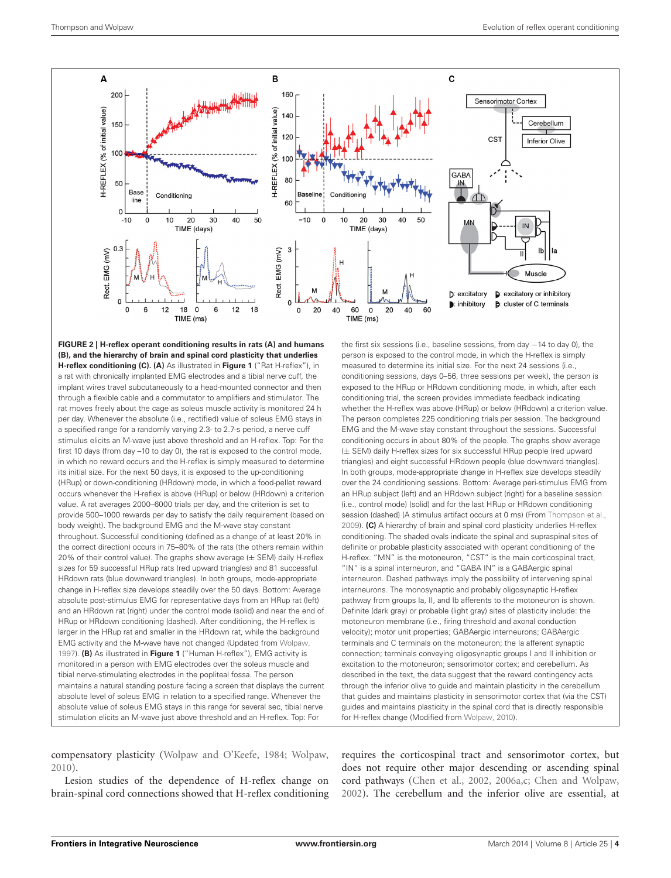**FIGURE 2 | H-reflex operant conditioning results in rats (A) and humans (B), and the hierarchy of brain and spinal cord plasticity that underlies H-reflex conditioning (C).** **(A)** As illustrated in **Figure 1** ("Rat H-reflex"), in a rat with chronically implanted EMG electrodes and a tibial nerve cuff, the implant wires travel subcutaneously to a head-mounted connector and then through a flexible cable and a commutator to amplifiers and stimulator. The rat moves freely about the cage as soleus muscle activity is monitored 24 h per day. Whenever the absolute (i.e., rectified) value of soleus EMG stays in a specified range for a randomly varying 2.3- to 2.7-s period, a nerve cuff stimulus elicits an M-wave just above threshold and an H-reflex. Top: For the first 10 days (from day −10 to day 0), the rat is exposed to the control mode, in which no reward occurs and the H-reflex is simply measured to determine its initial size. For the next 50 days, it is exposed to the up-conditioning (HRup) or down-conditioning (HRdown) mode, in which a food-pellet reward occurs whenever the H-reflex is above (HRup) or below (HRdown) a criterion value. A rat averages 2000–6000 trials per day, and the criterion is set to provide 500–1000 rewards per day to satisfy the daily requirement (based on body weight). The background EMG and the M-wave stay constant throughout. Successful conditioning (defined as a change of at least 20% in the correct direction) occurs in 75–80% of the rats (the others remain within 20% of their control value). The graphs show average (± SEM) daily H-reflex sizes for 59 successful HRup rats (red upward triangles) and 81 successful HRdown rats (blue downward triangles). In both groups, mode-appropriate change in H-reflex size develops steadily over the 50 days. Bottom: Average absolute post-stimulus EMG for representative days from an HRup rat (left) and an HRdown rat (right) under the control mode (solid) and near the end of HRup or HRdown conditioning (dashed). After conditioning, the H-reflex is larger in the HRup rat and smaller in the HRdown rat, while the background EMG activity and the M-wave have not changed (Updated from Wolpaw, 1997). **(B)** As illustrated in **Figure 1** ("Human H-reflex"), EMG activity is monitored in a person with EMG electrodes over the soleus muscle and tibial nerve-stimulating electrodes in the popliteal fossa. The person maintains a natural standing posture facing a screen that displays the current absolute level of soleus EMG in relation to a specified range. Whenever the absolute value of soleus EMG stays in this range for several sec, tibial nerve stimulation elicits an M-wave just above threshold and an H-reflex. Top: For the first six sessions (i.e., baseline sessions, from day −14 to day 0), the person is exposed to the control mode, in which the H-reflex is simply measured to determine its initial size. For the next 24 sessions (i.e., conditioning sessions, days 0–56, three sessions per week), the person is exposed to the HRup or HRdown conditioning mode, in which, after each conditioning trial, the screen provides immediate feedback indicating whether the H-reflex was above (HRup) or below (HRdown) a criterion value. The person completes 225 conditioning trials per session. The background EMG and the M-wave stay constant throughout the sessions. Successful conditioning occurs in about 80% of the people. The graphs show average (± SEM) daily H-reflex sizes for six successful HRup people (red upward triangles) and eight successful HRdown people (blue downward triangles). In both groups, mode-appropriate change in H-reflex size develops steadily over the 24 conditioning sessions. Bottom: Average peri-stimulus EMG from an HRup subject (left) and an HRdown subject (right) for a baseline session (i.e., control mode) (solid) and for the last HRup or HRdown conditioning session (dashed). (A stimulus artifact occurs at 0 ms) (From Thompson et al., 2009). **(C)** A hierarchy of brain and spinal cord plasticity underlies H-reflex conditioning. The shaded ovals indicate the spinal and supraspinal sites of definite or probable plasticity associated with operant conditioning of the H-reflex. "MN" is the motoneuron, "CST" is the main corticospinal tract, "IN" is a spinal interneuron, and "GABA IN" is a GABAergic spinal interneuron. Dashed pathways imply the possibility of intervening spinal interneurons. The monosynaptic and probably oligosynaptic H-reflex pathway from groups Ia, II, and Ib afferents to the motoneuron is shown. Definite (dark gray) or probable (light gray) sites of plasticity include: the motoneuron membrane (i.e., firing threshold and axonal conduction velocity); motor unit properties; GABAergic interneurons; GABAergic terminals and C terminals on the motoneuron; the Ia afferent synaptic connection; terminals conveying oligosynaptic groups I and II inhibition or excitation to the motoneuron; sensorimotor cortex; and cerebellum. As described in the text, the data suggest that the reward contingency acts through the inferior olive to guide and maintain plasticity in the cerebellum that guides and maintains plasticity in sensorimotor cortex that (via the CST) guides and maintains plasticity in the spinal cord that is directly responsible for H-reflex change (Modified from Wolpaw, 2010).

compensatory plasticity (Wolpaw and O'Keefe, 1984; Wolpaw, 2010).

Lesion studies of the dependence of H-reflex change on brain-spinal cord connections showed that H-reflex conditioning requires the corticospinal tract and sensorimotor cortex, but does not require other major descending or ascending spinal cord pathways (Chen et al., 2002, 2006a,c; Chen and Wolpaw, 2002). The cerebellum and the inferior olive are essential, at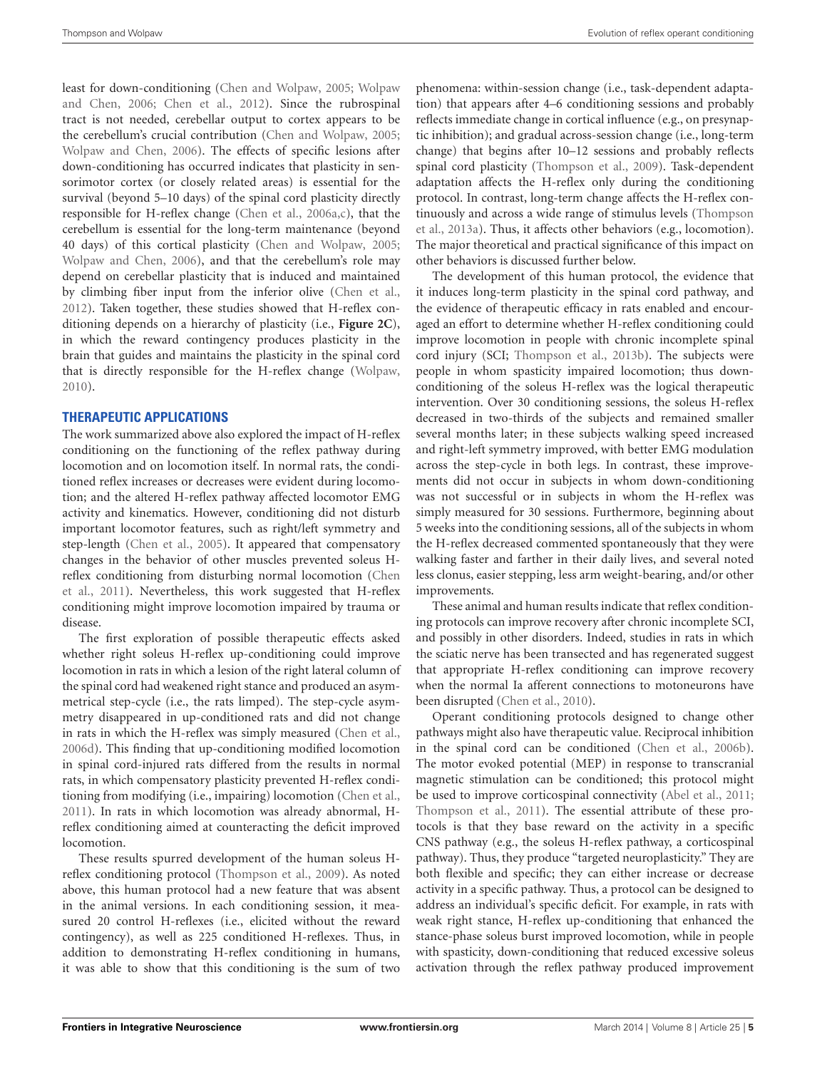least for down-conditioning (Chen and Wolpaw, 2005; Wolpaw and Chen, 2006; Chen et al., 2012). Since the rubrospinal tract is not needed, cerebellar output to cortex appears to be the cerebellum's crucial contribution (Chen and Wolpaw, 2005; Wolpaw and Chen, 2006). The effects of specific lesions after down-conditioning has occurred indicates that plasticity in sensorimotor cortex (or closely related areas) is essential for the survival (beyond 5–10 days) of the spinal cord plasticity directly responsible for H-reflex change (Chen et al., 2006a,c), that the cerebellum is essential for the long-term maintenance (beyond 40 days) of this cortical plasticity (Chen and Wolpaw, 2005; Wolpaw and Chen, 2006), and that the cerebellum's role may depend on cerebellar plasticity that is induced and maintained by climbing fiber input from the inferior olive (Chen et al., 2012). Taken together, these studies showed that H-reflex conditioning depends on a hierarchy of plasticity (i.e., **Figure 2C**), in which the reward contingency produces plasticity in the brain that guides and maintains the plasticity in the spinal cord that is directly responsible for the H-reflex change (Wolpaw, 2010).

## THERAPEUTIC APPLICATIONS

The work summarized above also explored the impact of H-reflex conditioning on the functioning of the reflex pathway during locomotion and on locomotion itself. In normal rats, the conditioned reflex increases or decreases were evident during locomotion; and the altered H-reflex pathway affected locomotor EMG activity and kinematics. However, conditioning did not disturb important locomotor features, such as right/left symmetry and step-length (Chen et al., 2005). It appeared that compensatory changes in the behavior of other muscles prevented soleus H-reflex conditioning from disturbing normal locomotion (Chen et al., 2011). Nevertheless, this work suggested that H-reflex conditioning might improve locomotion impaired by trauma or disease.

The first exploration of possible therapeutic effects asked whether right soleus H-reflex up-conditioning could improve locomotion in rats in which a lesion of the right lateral column of the spinal cord had weakened right stance and produced an asymmetrical step-cycle (i.e., the rats limped). The step-cycle asymmetry disappeared in up-conditioned rats and did not change in rats in which the H-reflex was simply measured (Chen et al., 2006d). This finding that up-conditioning modified locomotion in spinal cord-injured rats differed from the results in normal rats, in which compensatory plasticity prevented H-reflex conditioning from modifying (i.e., impairing) locomotion (Chen et al., 2011). In rats in which locomotion was already abnormal, H-reflex conditioning aimed at counteracting the deficit improved locomotion.

These results spurred development of the human soleus H-reflex conditioning protocol (Thompson et al., 2009). As noted above, this human protocol had a new feature that was absent in the animal versions. In each conditioning session, it measured 20 control H-reflexes (i.e., elicited without the reward contingency), as well as 225 conditioned H-reflexes. Thus, in addition to demonstrating H-reflex conditioning in humans, it was able to show that this conditioning is the sum of two phenomena: within-session change (i.e., task-dependent adaptation) that appears after 4–6 conditioning sessions and probably reflects immediate change in cortical influence (e.g., on presynaptic inhibition); and gradual across-session change (i.e., long-term change) that begins after 10–12 sessions and probably reflects spinal cord plasticity (Thompson et al., 2009). Task-dependent adaptation affects the H-reflex only during the conditioning protocol. In contrast, long-term change affects the H-reflex continuously and across a wide range of stimulus levels (Thompson et al., 2013a). Thus, it affects other behaviors (e.g., locomotion). The major theoretical and practical significance of this impact on other behaviors is discussed further below.

The development of this human protocol, the evidence that it induces long-term plasticity in the spinal cord pathway, and the evidence of therapeutic efficacy in rats enabled and encouraged an effort to determine whether H-reflex conditioning could improve locomotion in people with chronic incomplete spinal cord injury (SCI; Thompson et al., 2013b). The subjects were people in whom spasticity impaired locomotion; thus down-conditioning of the soleus H-reflex was the logical therapeutic intervention. Over 30 conditioning sessions, the soleus H-reflex decreased in two-thirds of the subjects and remained smaller several months later; in these subjects walking speed increased and right-left symmetry improved, with better EMG modulation across the step-cycle in both legs. In contrast, these improvements did not occur in subjects in whom down-conditioning was not successful or in subjects in whom the H-reflex was simply measured for 30 sessions. Furthermore, beginning about 5 weeks into the conditioning sessions, all of the subjects in whom the H-reflex decreased commented spontaneously that they were walking faster and farther in their daily lives, and several noted less clonus, easier stepping, less arm weight-bearing, and/or other improvements.

These animal and human results indicate that reflex conditioning protocols can improve recovery after chronic incomplete SCI, and possibly in other disorders. Indeed, studies in rats in which the sciatic nerve has been transected and has regenerated suggest that appropriate H-reflex conditioning can improve recovery when the normal Ia afferent connections to motoneurons have been disrupted (Chen et al., 2010).

Operant conditioning protocols designed to change other pathways might also have therapeutic value. Reciprocal inhibition in the spinal cord can be conditioned (Chen et al., 2006b). The motor evoked potential (MEP) in response to transcranial magnetic stimulation can be conditioned; this protocol might be used to improve corticospinal connectivity (Abel et al., 2011; Thompson et al., 2011). The essential attribute of these protocols is that they base reward on the activity in a specific CNS pathway (e.g., the soleus H-reflex pathway, a corticospinal pathway). Thus, they produce "targeted neuroplasticity." They are both flexible and specific; they can either increase or decrease activity in a specific pathway. Thus, a protocol can be designed to address an individual's specific deficit. For example, in rats with weak right stance, H-reflex up-conditioning that enhanced the stance-phase soleus burst improved locomotion, while in people with spasticity, down-conditioning that reduced excessive soleus activation through the reflex pathway produced improvement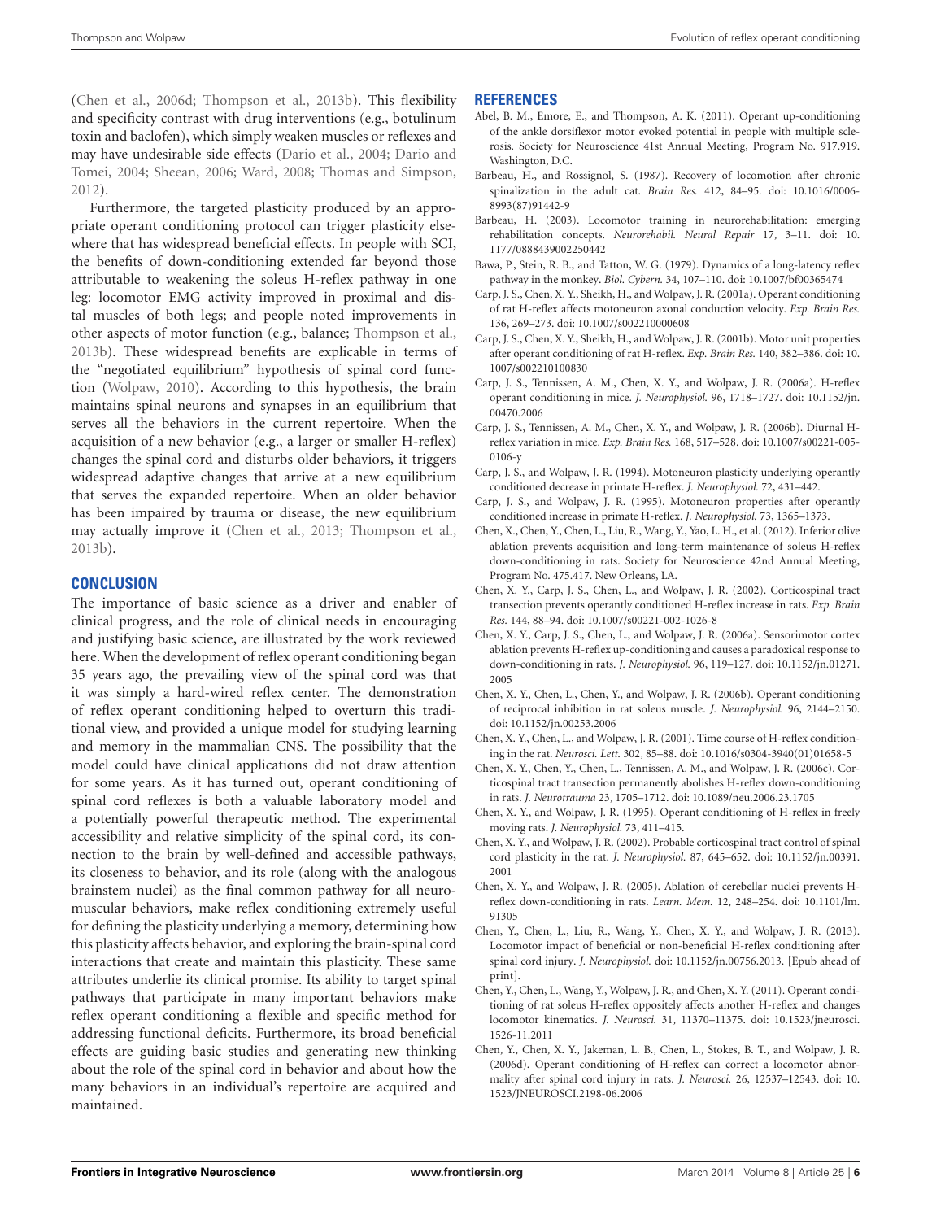(Chen et al., 2006d; Thompson et al., 2013b). This flexibility and specificity contrast with drug interventions (e.g., botulinum toxin and baclofen), which simply weaken muscles or reflexes and may have undesirable side effects (Dario et al., 2004; Dario and Tomei, 2004; Sheean, 2006; Ward, 2008; Thomas and Simpson, 2012).

Furthermore, the targeted plasticity produced by an appropriate operant conditioning protocol can trigger plasticity elsewhere that has widespread beneficial effects. In people with SCI, the benefits of down-conditioning extended far beyond those attributable to weakening the soleus H-reflex pathway in one leg: locomotor EMG activity improved in proximal and distal muscles of both legs; and people noted improvements in other aspects of motor function (e.g., balance; Thompson et al., 2013b). These widespread benefits are explicable in terms of the "negotiated equilibrium" hypothesis of spinal cord function (Wolpaw, 2010). According to this hypothesis, the brain maintains spinal neurons and synapses in an equilibrium that serves all the behaviors in the current repertoire. When the acquisition of a new behavior (e.g., a larger or smaller H-reflex) changes the spinal cord and disturbs older behaviors, it triggers widespread adaptive changes that arrive at a new equilibrium that serves the expanded repertoire. When an older behavior has been impaired by trauma or disease, the new equilibrium may actually improve it (Chen et al., 2013; Thompson et al., 2013b).

## CONCLUSION

The importance of basic science as a driver and enabler of clinical progress, and the role of clinical needs in encouraging and justifying basic science, are illustrated by the work reviewed here. When the development of reflex operant conditioning began 35 years ago, the prevailing view of the spinal cord was that it was simply a hard-wired reflex center. The demonstration of reflex operant conditioning helped to overturn this traditional view, and provided a unique model for studying learning and memory in the mammalian CNS. The possibility that the model could have clinical applications did not draw attention for some years. As it has turned out, operant conditioning of spinal cord reflexes is both a valuable laboratory model and a potentially powerful therapeutic method. The experimental accessibility and relative simplicity of the spinal cord, its connection to the brain by well-defined and accessible pathways, its closeness to behavior, and its role (along with the analogous brainstem nuclei) as the final common pathway for all neuromuscular behaviors, make reflex conditioning extremely useful for defining the plasticity underlying a memory, determining how this plasticity affects behavior, and exploring the brain-spinal cord interactions that create and maintain this plasticity. These same attributes underlie its clinical promise. Its ability to target spinal pathways that participate in many important behaviors make reflex operant conditioning a flexible and specific method for addressing functional deficits. Furthermore, its broad beneficial effects are guiding basic studies and generating new thinking about the role of the spinal cord in behavior and about how the many behaviors in an individual's repertoire are acquired and maintained.

## REFERENCES

Abel, B. M., Emore, E., and Thompson, A. K. (2011). Operant up-conditioning of the ankle dorsiflexor motor evoked potential in people with multiple sclerosis. Society for Neuroscience 41st Annual Meeting, Program No. 917.919. Washington, D.C.

Barbeau, H., and Rossignol, S. (1987). Recovery of locomotion after chronic spinalization in the adult cat. *Brain Res.* 412, 84–95. doi: 10.1016/0006-8993(87)91442-9

Barbeau, H. (2003). Locomotor training in neurorehabilitation: emerging rehabilitation concepts. *Neurorehabil. Neural Repair* 17, 3–11. doi: 10.1177/0888439002250442

Bawa, P., Stein, R. B., and Tatton, W. G. (1979). Dynamics of a long-latency reflex pathway in the monkey. *Biol. Cybern.* 34, 107–110. doi: 10.1007/bf00365474

Carp, J. S., Chen, X. Y., Sheikh, H., and Wolpaw, J. R. (2001a). Operant conditioning of rat H-reflex affects motoneuron axonal conduction velocity. *Exp. Brain Res.* 136, 269–273. doi: 10.1007/s002210000608

Carp, J. S., Chen, X. Y., Sheikh, H., and Wolpaw, J. R. (2001b). Motor unit properties after operant conditioning of rat H-reflex. *Exp. Brain Res.* 140, 382–386. doi: 10.1007/s002210100830

Carp, J. S., Tennissen, A. M., Chen, X. Y., and Wolpaw, J. R. (2006a). H-reflex operant conditioning in mice. *J. Neurophysiol.* 96, 1718–1727. doi: 10.1152/jn.00470.2006

Carp, J. S., Tennissen, A. M., Chen, X. Y., and Wolpaw, J. R. (2006b). Diurnal H-reflex variation in mice. *Exp. Brain Res.* 168, 517–528. doi: 10.1007/s00221-005-0106-y

Carp, J. S., and Wolpaw, J. R. (1994). Motoneuron plasticity underlying operantly conditioned decrease in primate H-reflex. *J. Neurophysiol.* 72, 431–442.

Carp, J. S., and Wolpaw, J. R. (1995). Motoneuron properties after operantly conditioned increase in primate H-reflex. *J. Neurophysiol.* 73, 1365–1373.

Chen, X., Chen, Y., Chen, L., Liu, R., Wang, Y., Yao, L. H., et al. (2012). Inferior olive ablation prevents acquisition and long-term maintenance of soleus H-reflex down-conditioning in rats. Society for Neuroscience 42nd Annual Meeting, Program No. 475.417. New Orleans, LA.

Chen, X. Y., Carp, J. S., Chen, L., and Wolpaw, J. R. (2002). Corticospinal tract transection prevents operantly conditioned H-reflex increase in rats. *Exp. Brain Res.* 144, 88–94. doi: 10.1007/s00221-002-1026-8

Chen, X. Y., Carp, J. S., Chen, L., and Wolpaw, J. R. (2006a). Sensorimotor cortex ablation prevents H-reflex up-conditioning and causes a paradoxical response to down-conditioning in rats. *J. Neurophysiol.* 96, 119–127. doi: 10.1152/jn.01271.2005

Chen, X. Y., Chen, L., Chen, Y., and Wolpaw, J. R. (2006b). Operant conditioning of reciprocal inhibition in rat soleus muscle. *J. Neurophysiol.* 96, 2144–2150. doi: 10.1152/jn.00253.2006

Chen, X. Y., Chen, L., and Wolpaw, J. R. (2001). Time course of H-reflex conditioning in the rat. *Neurosci. Lett.* 302, 85–88. doi: 10.1016/s0304-3940(01)01658-5

Chen, X. Y., Chen, Y., Chen, L., Tennissen, A. M., and Wolpaw, J. R. (2006c). Corticospinal tract transection permanently abolishes H-reflex down-conditioning in rats. *J. Neurotrauma* 23, 1705–1712. doi: 10.1089/neu.2006.23.1705

Chen, X. Y., and Wolpaw, J. R. (1995). Operant conditioning of H-reflex in freely moving rats. *J. Neurophysiol.* 73, 411–415.

Chen, X. Y., and Wolpaw, J. R. (2002). Probable corticospinal tract control of spinal cord plasticity in the rat. *J. Neurophysiol.* 87, 645–652. doi: 10.1152/jn.00391.2001

Chen, X. Y., and Wolpaw, J. R. (2005). Ablation of cerebellar nuclei prevents H-reflex down-conditioning in rats. *Learn. Mem.* 12, 248–254. doi: 10.1101/lm.91305

Chen, Y., Chen, L., Liu, R., Wang, Y., Chen, X. Y., and Wolpaw, J. R. (2013). Locomotor impact of beneficial or non-beneficial H-reflex conditioning after spinal cord injury. *J. Neurophysiol.* doi: 10.1152/jn.00756.2013. [Epub ahead of print].

Chen, Y., Chen, L., Wang, Y., Wolpaw, J. R., and Chen, X. Y. (2011). Operant conditioning of rat soleus H-reflex oppositely affects another H-reflex and changes locomotor kinematics. *J. Neurosci.* 31, 11370–11375. doi: 10.1523/jneurosci.1526-11.2011

Chen, Y., Chen, X. Y., Jakeman, L. B., Chen, L., Stokes, B. T., and Wolpaw, J. R. (2006d). Operant conditioning of H-reflex can correct a locomotor abnormality after spinal cord injury in rats. *J. Neurosci.* 26, 12537–12543. doi: 10.1523/JNEUROSCI.2198-06.2006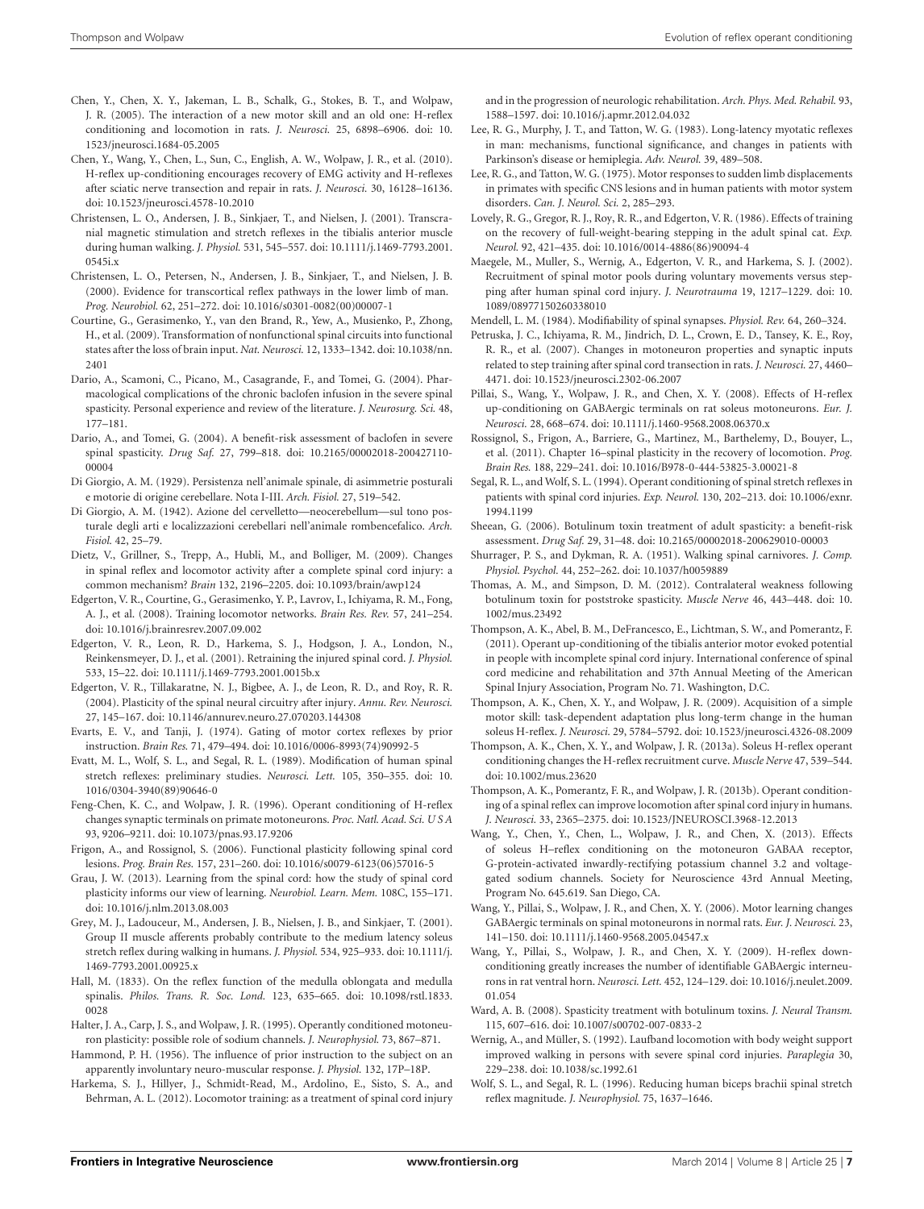Chen, Y., Chen, X. Y., Jakeman, L. B., Schalk, G., Stokes, B. T., and Wolpaw, J. R. (2005). The interaction of a new motor skill and an old one: H-reflex conditioning and locomotion in rats. *J. Neurosci.* 25, 6898–6906. doi: 10.1523/jneurosci.1684-05.2005

Chen, Y., Wang, Y., Chen, L., Sun, C., English, A. W., Wolpaw, J. R., et al. (2010). H-reflex up-conditioning encourages recovery of EMG activity and H-reflexes after sciatic nerve transection and repair in rats. *J. Neurosci.* 30, 16128–16136. doi: 10.1523/jneurosci.4578-10.2010

Christensen, L. O., Andersen, J. B., Sinkjaer, T., and Nielsen, J. (2001). Transcranial magnetic stimulation and stretch reflexes in the tibialis anterior muscle during human walking. *J. Physiol.* 531, 545–557. doi: 10.1111/j.1469-7793.2001.0545i.x

Christensen, L. O., Petersen, N., Andersen, J. B., Sinkjaer, T., and Nielsen, J. B. (2000). Evidence for transcortical reflex pathways in the lower limb of man. *Prog. Neurobiol.* 62, 251–272. doi: 10.1016/s0301-0082(00)00007-1

Courtine, G., Gerasimenko, Y., van den Brand, R., Yew, A., Musienko, P., Zhong, H., et al. (2009). Transformation of nonfunctional spinal circuits into functional states after the loss of brain input. *Nat. Neurosci.* 12, 1333–1342. doi: 10.1038/nn.2401

Dario, A., Scamoni, C., Picano, M., Casagrande, F., and Tomei, G. (2004). Pharmacological complications of the chronic baclofen infusion in the severe spinal spasticity. Personal experience and review of the literature. *J. Neurosurg. Sci.* 48, 177–181.

Dario, A., and Tomei, G. (2004). A benefit-risk assessment of baclofen in severe spinal spasticity. *Drug Saf.* 27, 799–818. doi: 10.2165/00002018-200427110-00004

Di Giorgio, A. M. (1929). Persistenza nell'animale spinale, di asimmetrie posturali e motorie di origine cerebellare. Nota I-III. *Arch. Fisiol.* 27, 519–542.

Di Giorgio, A. M. (1942). Azione del cervelletto—neocerebellum—sul tono posturale degli arti e localizzazioni cerebellari nell'animale rombencefalico. *Arch. Fisiol.* 42, 25–79.

Dietz, V., Grillner, S., Trepp, A., Hubli, M., and Bolliger, M. (2009). Changes in spinal reflex and locomotor activity after a complete spinal cord injury: a common mechanism? *Brain* 132, 2196–2205. doi: 10.1093/brain/awp124

Edgerton, V. R., Courtine, G., Gerasimenko, Y. P., Lavrov, I., Ichiyama, R. M., Fong, A. J., et al. (2008). Training locomotor networks. *Brain Res. Rev.* 57, 241–254. doi: 10.1016/j.brainresrev.2007.09.002

Edgerton, V. R., Leon, R. D., Harkema, S. J., Hodgson, J. A., London, N., Reinkensmeyer, D. J., et al. (2001). Retraining the injured spinal cord. *J. Physiol.* 533, 15–22. doi: 10.1111/j.1469-7793.2001.0015b.x

Edgerton, V. R., Tillakaratne, N. J., Bigbee, A. J., de Leon, R. D., and Roy, R. R. (2004). Plasticity of the spinal neural circuitry after injury. *Annu. Rev. Neurosci.* 27, 145–167. doi: 10.1146/annurev.neuro.27.070203.144308

Evarts, E. V., and Tanji, J. (1974). Gating of motor cortex reflexes by prior instruction. *Brain Res.* 71, 479–494. doi: 10.1016/0006-8993(74)90992-5

Evatt, M. L., Wolf, S. L., and Segal, R. L. (1989). Modification of human spinal stretch reflexes: preliminary studies. *Neurosci. Lett.* 105, 350–355. doi: 10.1016/0304-3940(89)90646-0

Feng-Chen, K. C., and Wolpaw, J. R. (1996). Operant conditioning of H-reflex changes synaptic terminals on primate motoneurons. *Proc. Natl. Acad. Sci. U S A* 93, 9206–9211. doi: 10.1073/pnas.93.17.9206

Frigon, A., and Rossignol, S. (2006). Functional plasticity following spinal cord lesions. *Prog. Brain Res.* 157, 231–260. doi: 10.1016/s0079-6123(06)57016-5

Grau, J. W. (2013). Learning from the spinal cord: how the study of spinal cord plasticity informs our view of learning. *Neurobiol. Learn. Mem.* 108C, 155–171. doi: 10.1016/j.nlm.2013.08.003

Grey, M. J., Ladouceur, M., Andersen, J. B., Nielsen, J. B., and Sinkjaer, T. (2001). Group II muscle afferents probably contribute to the medium latency soleus stretch reflex during walking in humans. *J. Physiol.* 534, 925–933. doi: 10.1111/j.1469-7793.2001.00925.x

Hall, M. (1833). On the reflex function of the medulla oblongata and medulla spinalis. *Philos. Trans. R. Soc. Lond.* 123, 635–665. doi: 10.1098/rstl.1833.0028

Halter, J. A., Carp, J. S., and Wolpaw, J. R. (1995). Operantly conditioned motoneuron plasticity: possible role of sodium channels. *J. Neurophysiol.* 73, 867–871.

Hammond, P. H. (1956). The influence of prior instruction to the subject on an apparently involuntary neuro-muscular response. *J. Physiol.* 132, 17P–18P.

Harkema, S. J., Hillyer, J., Schmidt-Read, M., Ardolino, E., Sisto, S. A., and Behrman, A. L. (2012). Locomotor training: as a treatment of spinal cord injury and in the progression of neurologic rehabilitation. *Arch. Phys. Med. Rehabil.* 93, 1588–1597. doi: 10.1016/j.apmr.2012.04.032

Lee, R. G., Murphy, J. T., and Tatton, W. G. (1983). Long-latency myotatic reflexes in man: mechanisms, functional significance, and changes in patients with Parkinson's disease or hemiplegia. *Adv. Neurol.* 39, 489–508.

Lee, R. G., and Tatton, W. G. (1975). Motor responses to sudden limb displacements in primates with specific CNS lesions and in human patients with motor system disorders. *Can. J. Neurol. Sci.* 2, 285–293.

Lovely, R. G., Gregor, R. J., Roy, R. R., and Edgerton, V. R. (1986). Effects of training on the recovery of full-weight-bearing stepping in the adult spinal cat. *Exp. Neurol.* 92, 421–435. doi: 10.1016/0014-4886(86)90094-4

Maegele, M., Muller, S., Wernig, A., Edgerton, V. R., and Harkema, S. J. (2002). Recruitment of spinal motor pools during voluntary movements versus stepping after human spinal cord injury. *J. Neurotrauma* 19, 1217–1229. doi: 10.1089/08977150260338010

Mendell, L. M. (1984). Modifiability of spinal synapses. *Physiol. Rev.* 64, 260–324.

Petruska, J. C., Ichiyama, R. M., Jindrich, D. L., Crown, E. D., Tansey, K. E., Roy, R. R., et al. (2007). Changes in motoneuron properties and synaptic inputs related to step training after spinal cord transection in rats. *J. Neurosci.* 27, 4460–4471. doi: 10.1523/jneurosci.2302-06.2007

Pillai, S., Wang, Y., Wolpaw, J. R., and Chen, X. Y. (2008). Effects of H-reflex up-conditioning on GABAergic terminals on rat soleus motoneurons. *Eur. J. Neurosci.* 28, 668–674. doi: 10.1111/j.1460-9568.2008.06370.x

Rossignol, S., Frigon, A., Barriere, G., Martinez, M., Barthelemy, D., Bouyer, L., et al. (2011). Chapter 16–spinal plasticity in the recovery of locomotion. *Prog. Brain Res.* 188, 229–241. doi: 10.1016/B978-0-444-53825-3.00021-8

Segal, R. L., and Wolf, S. L. (1994). Operant conditioning of spinal stretch reflexes in patients with spinal cord injuries. *Exp. Neurol.* 130, 202–213. doi: 10.1006/exnr.1994.1199

Sheean, G. (2006). Botulinum toxin treatment of adult spasticity: a benefit-risk assessment. *Drug Saf.* 29, 31–48. doi: 10.2165/00002018-200629010-00003

Shurrager, P. S., and Dykman, R. A. (1951). Walking spinal carnivores. *J. Comp. Physiol. Psychol.* 44, 252–262. doi: 10.1037/h0059889

Thomas, A. M., and Simpson, D. M. (2012). Contralateral weakness following botulinum toxin for poststroke spasticity. *Muscle Nerve* 46, 443–448. doi: 10.1002/mus.23492

Thompson, A. K., Abel, B. M., DeFrancesco, E., Lichtman, S. W., and Pomerantz, F. (2011). Operant up-conditioning of the tibialis anterior motor evoked potential in people with incomplete spinal cord injury. International conference of spinal cord medicine and rehabilitation and 37th Annual Meeting of the American Spinal Injury Association, Program No. 71. Washington, D.C.

Thompson, A. K., Chen, X. Y., and Wolpaw, J. R. (2009). Acquisition of a simple motor skill: task-dependent adaptation plus long-term change in the human soleus H-reflex. *J. Neurosci.* 29, 5784–5792. doi: 10.1523/jneurosci.4326-08.2009

Thompson, A. K., Chen, X. Y., and Wolpaw, J. R. (2013a). Soleus H-reflex operant conditioning changes the H-reflex recruitment curve. *Muscle Nerve* 47, 539–544. doi: 10.1002/mus.23620

Thompson, A. K., Pomerantz, F. R., and Wolpaw, J. R. (2013b). Operant conditioning of a spinal reflex can improve locomotion after spinal cord injury in humans. *J. Neurosci.* 33, 2365–2375. doi: 10.1523/JNEUROSCI.3968-12.2013

Wang, Y., Chen, Y., Chen, L., Wolpaw, J. R., and Chen, X. (2013). Effects of soleus H–reflex conditioning on the motoneuron GABAA receptor, G-protein-activated inwardly-rectifying potassium channel 3.2 and voltage-gated sodium channels. Society for Neuroscience 43rd Annual Meeting, Program No. 645.619. San Diego, CA.

Wang, Y., Pillai, S., Wolpaw, J. R., and Chen, X. Y. (2006). Motor learning changes GABAergic terminals on spinal motoneurons in normal rats. *Eur. J. Neurosci.* 23, 141–150. doi: 10.1111/j.1460-9568.2005.04547.x

Wang, Y., Pillai, S., Wolpaw, J. R., and Chen, X. Y. (2009). H-reflex down-conditioning greatly increases the number of identifiable GABAergic interneurons in rat ventral horn. *Neurosci. Lett.* 452, 124–129. doi: 10.1016/j.neulet.2009.01.054

Ward, A. B. (2008). Spasticity treatment with botulinum toxins. *J. Neural Transm.* 115, 607–616. doi: 10.1007/s00702-007-0833-2

Wernig, A., and Müller, S. (1992). Laufband locomotion with body weight support improved walking in persons with severe spinal cord injuries. *Paraplegia* 30, 229–238. doi: 10.1038/sc.1992.61

Wolf, S. L., and Segal, R. L. (1996). Reducing human biceps brachii spinal stretch reflex magnitude. *J. Neurophysiol.* 75, 1637–1646.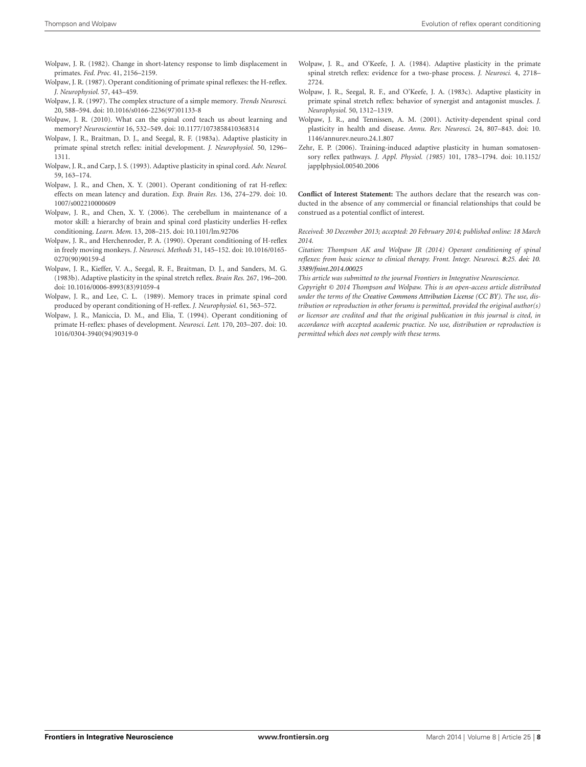Wolpaw, J. R. (1982). Change in short-latency response to limb displacement in primates. *Fed. Proc.* 41, 2156–2159.

Wolpaw, J. R. (1987). Operant conditioning of primate spinal reflexes: the H-reflex. *J. Neurophysiol.* 57, 443–459.

Wolpaw, J. R. (1997). The complex structure of a simple memory. *Trends Neurosci.* 20, 588–594. doi: 10.1016/s0166-2236(97)01133-8

Wolpaw, J. R. (2010). What can the spinal cord teach us about learning and memory? *Neuroscientist* 16, 532–549. doi: 10.1177/1073858410368314

Wolpaw, J. R., Braitman, D. J., and Seegal, R. F. (1983a). Adaptive plasticity in primate spinal stretch reflex: initial development. *J. Neurophysiol.* 50, 1296–1311.

Wolpaw, J. R., and Carp, J. S. (1993). Adaptive plasticity in spinal cord. *Adv. Neurol.* 59, 163–174.

Wolpaw, J. R., and Chen, X. Y. (2001). Operant conditioning of rat H-reflex: effects on mean latency and duration. *Exp. Brain Res.* 136, 274–279. doi: 10.1007/s002210000609

Wolpaw, J. R., and Chen, X. Y. (2006). The cerebellum in maintenance of a motor skill: a hierarchy of brain and spinal cord plasticity underlies H-reflex conditioning. *Learn. Mem.* 13, 208–215. doi: 10.1101/lm.92706

Wolpaw, J. R., and Herchenroder, P. A. (1990). Operant conditioning of H-reflex in freely moving monkeys. *J. Neurosci. Methods* 31, 145–152. doi: 10.1016/0165-0270(90)90159-d

Wolpaw, J. R., Kieffer, V. A., Seegal, R. F., Braitman, D. J., and Sanders, M. G. (1983b). Adaptive plasticity in the spinal stretch reflex. *Brain Res.* 267, 196–200. doi: 10.1016/0006-8993(83)91059-4

Wolpaw, J. R., and Lee, C. L. (1989). Memory traces in primate spinal cord produced by operant conditioning of H-reflex. *J. Neurophysiol.* 61, 563–572.

Wolpaw, J. R., Maniccia, D. M., and Elia, T. (1994). Operant conditioning of primate H-reflex: phases of development. *Neurosci. Lett.* 170, 203–207. doi: 10.1016/0304-3940(94)90319-0

Wolpaw, J. R., and O'Keefe, J. A. (1984). Adaptive plasticity in the primate spinal stretch reflex: evidence for a two-phase process. *J. Neurosci.* 4, 2718–2724.

Wolpaw, J. R., Seegal, R. F., and O'Keefe, J. A. (1983c). Adaptive plasticity in primate spinal stretch reflex: behavior of synergist and antagonist muscles. *J. Neurophysiol.* 50, 1312–1319.

Wolpaw, J. R., and Tennissen, A. M. (2001). Activity-dependent spinal cord plasticity in health and disease. *Annu. Rev. Neurosci.* 24, 807–843. doi: 10.1146/annurev.neuro.24.1.807

Zehr, E. P. (2006). Training-induced adaptive plasticity in human somatosensory reflex pathways. *J. Appl. Physiol. (1985)* 101, 1783–1794. doi: 10.1152/japplphysiol.00540.2006

**Conflict of Interest Statement:** The authors declare that the research was conducted in the absence of any commercial or financial relationships that could be construed as a potential conflict of interest.

*Received: 30 December 2013; accepted: 20 February 2014; published online: 18 March 2014.*

*Citation: Thompson AK and Wolpaw JR (2014) Operant conditioning of spinal reflexes: from basic science to clinical therapy. Front. Integr. Neurosci.* ***8****:25. doi: 10.3389/fnint.2014.00025*

*This article was submitted to the journal Frontiers in Integrative Neuroscience.*

*Copyright © 2014 Thompson and Wolpaw. This is an open-access article distributed under the terms of the Creative Commons Attribution License (CC BY). The use, distribution or reproduction in other forums is permitted, provided the original author(s) or licensor are credited and that the original publication in this journal is cited, in accordance with accepted academic practice. No use, distribution or reproduction is permitted which does not comply with these terms.*